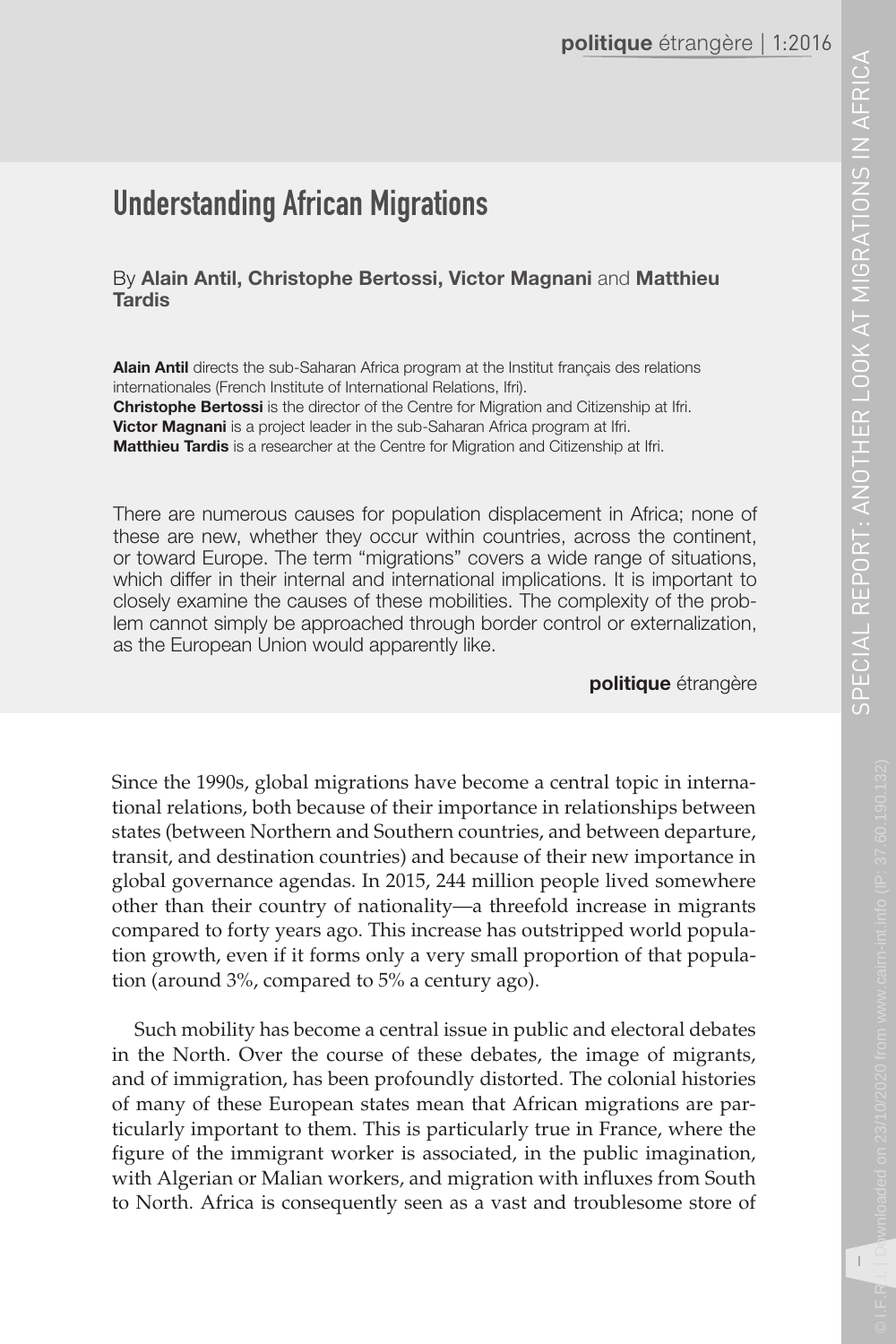# Understanding African Migrations

By **Alain Antil, Christophe Bertossi, Victor Magnani** and **Matthieu Tardis**

**Alain Antil** directs the sub-Saharan Africa program at the Institut français des relations internationales (French Institute of International Relations, Ifri).
**Christophe Bertossi** is the director of the Centre for Migration and Citizenship at Ifri.
**Victor Magnani** is a project leader in the sub-Saharan Africa program at Ifri.
**Matthieu Tardis** is a researcher at the Centre for Migration and Citizenship at Ifri.

There are numerous causes for population displacement in Africa; none of these are new, whether they occur within countries, across the continent, or toward Europe. The term "migrations" covers a wide range of situations, which differ in their internal and international implications. It is important to closely examine the causes of these mobilities. The complexity of the problem cannot simply be approached through border control or externalization, as the European Union would apparently like.

Since the 1990s, global migrations have become a central topic in international relations, both because of their importance in relationships between states (between Northern and Southern countries, and between departure, transit, and destination countries) and because of their new importance in global governance agendas. In 2015, 244 million people lived somewhere other than their country of nationality—a threefold increase in migrants compared to forty years ago. This increase has outstripped world population growth, even if it forms only a very small proportion of that population (around 3%, compared to 5% a century ago).

Such mobility has become a central issue in public and electoral debates in the North. Over the course of these debates, the image of migrants, and of immigration, has been profoundly distorted. The colonial histories of many of these European states mean that African migrations are particularly important to them. This is particularly true in France, where the figure of the immigrant worker is associated, in the public imagination, with Algerian or Malian workers, and migration with influxes from South to North. Africa is consequently seen as a vast and troublesome store of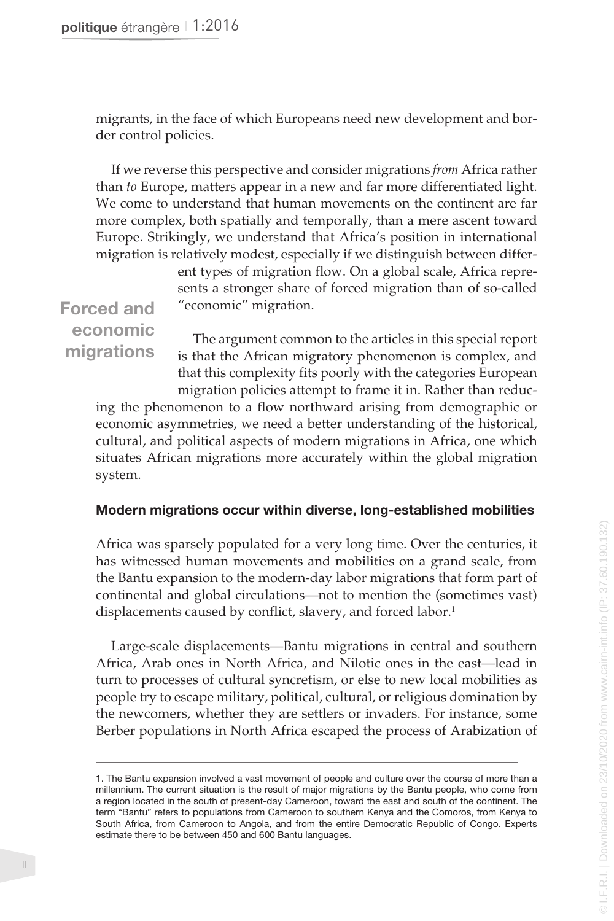migrants, in the face of which Europeans need new development and border control policies.

If we reverse this perspective and consider migrations *from* Africa rather than *to* Europe, matters appear in a new and far more differentiated light. We come to understand that human movements on the continent are far more complex, both spatially and temporally, than a mere ascent toward Europe. Strikingly, we understand that Africa's position in international migration is relatively modest, especially if we distinguish between different types of migration flow. On a global scale, Africa represents a stronger share of forced migration than of so-called "economic" migration.

**Forced and economic migrations**

The argument common to the articles in this special report is that the African migratory phenomenon is complex, and that this complexity fits poorly with the categories European migration policies attempt to frame it in. Rather than reducing the phenomenon to a flow northward arising from demographic or economic asymmetries, we need a better understanding of the historical, cultural, and political aspects of modern migrations in Africa, one which situates African migrations more accurately within the global migration system.

### Modern migrations occur within diverse, long-established mobilities

Africa was sparsely populated for a very long time. Over the centuries, it has witnessed human movements and mobilities on a grand scale, from the Bantu expansion to the modern-day labor migrations that form part of continental and global circulations—not to mention the (sometimes vast) displacements caused by conflict, slavery, and forced labor.[1]

Large-scale displacements—Bantu migrations in central and southern Africa, Arab ones in North Africa, and Nilotic ones in the east—lead in turn to processes of cultural syncretism, or else to new local mobilities as people try to escape military, political, cultural, or religious domination by the newcomers, whether they are settlers or invaders. For instance, some Berber populations in North Africa escaped the process of Arabization of

1. The Bantu expansion involved a vast movement of people and culture over the course of more than a millennium. The current situation is the result of major migrations by the Bantu people, who come from a region located in the south of present-day Cameroon, toward the east and south of the continent. The term "Bantu" refers to populations from Cameroon to southern Kenya and the Comoros, from Kenya to South Africa, from Cameroon to Angola, and from the entire Democratic Republic of Congo. Experts estimate there to be between 450 and 600 Bantu languages.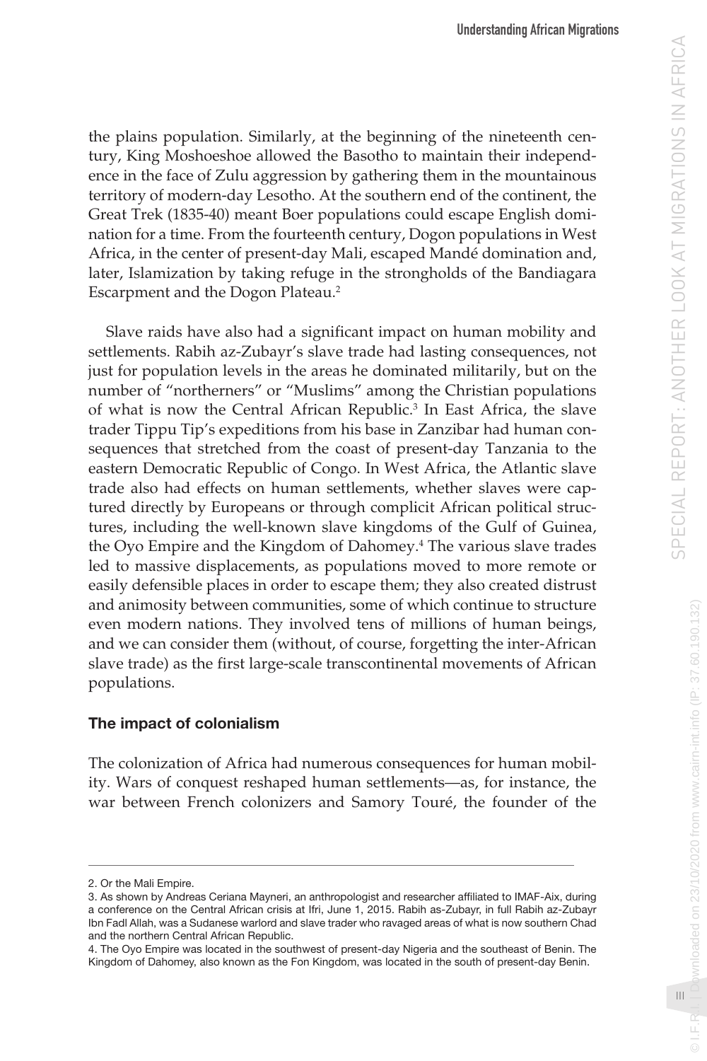the plains population. Similarly, at the beginning of the nineteenth century, King Moshoeshoe allowed the Basotho to maintain their independence in the face of Zulu aggression by gathering them in the mountainous territory of modern-day Lesotho. At the southern end of the continent, the Great Trek (1835-40) meant Boer populations could escape English domination for a time. From the fourteenth century, Dogon populations in West Africa, in the center of present-day Mali, escaped Mandé domination and, later, Islamization by taking refuge in the strongholds of the Bandiagara Escarpment and the Dogon Plateau.[2]

Slave raids have also had a significant impact on human mobility and settlements. Rabih az-Zubayr's slave trade had lasting consequences, not just for population levels in the areas he dominated militarily, but on the number of "northerners" or "Muslims" among the Christian populations of what is now the Central African Republic.[3] In East Africa, the slave trader Tippu Tip's expeditions from his base in Zanzibar had human consequences that stretched from the coast of present-day Tanzania to the eastern Democratic Republic of Congo. In West Africa, the Atlantic slave trade also had effects on human settlements, whether slaves were captured directly by Europeans or through complicit African political structures, including the well-known slave kingdoms of the Gulf of Guinea, the Oyo Empire and the Kingdom of Dahomey.[4] The various slave trades led to massive displacements, as populations moved to more remote or easily defensible places in order to escape them; they also created distrust and animosity between communities, some of which continue to structure even modern nations. They involved tens of millions of human beings, and we can consider them (without, of course, forgetting the inter-African slave trade) as the first large-scale transcontinental movements of African populations.

### The impact of colonialism

The colonization of Africa had numerous consequences for human mobility. Wars of conquest reshaped human settlements—as, for instance, the war between French colonizers and Samory Touré, the founder of the

2. Or the Mali Empire.

3. As shown by Andreas Ceriana Mayneri, an anthropologist and researcher affiliated to IMAF-Aix, during a conference on the Central African crisis at Ifri, June 1, 2015. Rabih as-Zubayr, in full Rabih az-Zubayr Ibn Fadl Allah, was a Sudanese warlord and slave trader who ravaged areas of what is now southern Chad and the northern Central African Republic.

4. The Oyo Empire was located in the southwest of present-day Nigeria and the southeast of Benin. The Kingdom of Dahomey, also known as the Fon Kingdom, was located in the south of present-day Benin.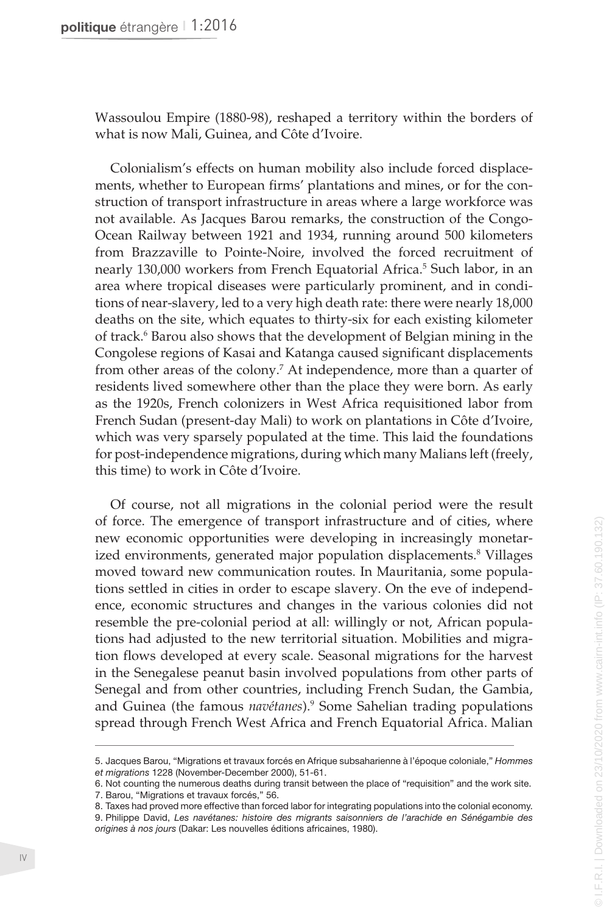Wassoulou Empire (1880-98), reshaped a territory within the borders of what is now Mali, Guinea, and Côte d'Ivoire.

Colonialism's effects on human mobility also include forced displacements, whether to European firms' plantations and mines, or for the construction of transport infrastructure in areas where a large workforce was not available. As Jacques Barou remarks, the construction of the Congo-Ocean Railway between 1921 and 1934, running around 500 kilometers from Brazzaville to Pointe-Noire, involved the forced recruitment of nearly 130,000 workers from French Equatorial Africa.[5] Such labor, in an area where tropical diseases were particularly prominent, and in conditions of near-slavery, led to a very high death rate: there were nearly 18,000 deaths on the site, which equates to thirty-six for each existing kilometer of track.[6] Barou also shows that the development of Belgian mining in the Congolese regions of Kasai and Katanga caused significant displacements from other areas of the colony.[7] At independence, more than a quarter of residents lived somewhere other than the place they were born. As early as the 1920s, French colonizers in West Africa requisitioned labor from French Sudan (present-day Mali) to work on plantations in Côte d'Ivoire, which was very sparsely populated at the time. This laid the foundations for post-independence migrations, during which many Malians left (freely, this time) to work in Côte d'Ivoire.

Of course, not all migrations in the colonial period were the result of force. The emergence of transport infrastructure and of cities, where new economic opportunities were developing in increasingly monetarized environments, generated major population displacements.[8] Villages moved toward new communication routes. In Mauritania, some populations settled in cities in order to escape slavery. On the eve of independence, economic structures and changes in the various colonies did not resemble the pre-colonial period at all: willingly or not, African populations had adjusted to the new territorial situation. Mobilities and migration flows developed at every scale. Seasonal migrations for the harvest in the Senegalese peanut basin involved populations from other parts of Senegal and from other countries, including French Sudan, the Gambia, and Guinea (the famous *navétanes*).[9] Some Sahelian trading populations spread through French West Africa and French Equatorial Africa. Malian

5. Jacques Barou, "Migrations et travaux forcés en Afrique subsaharienne à l'époque coloniale," *Hommes et migrations* 1228 (November-December 2000), 51-61.
6. Not counting the numerous deaths during transit between the place of "requisition" and the work site.
7. Barou, "Migrations et travaux forcés," 56.
8. Taxes had proved more effective than forced labor for integrating populations into the colonial economy.
9. Philippe David, *Les navétanes: histoire des migrants saisonniers de l'arachide en Sénégambie des origines à nos jours* (Dakar: Les nouvelles éditions africaines, 1980).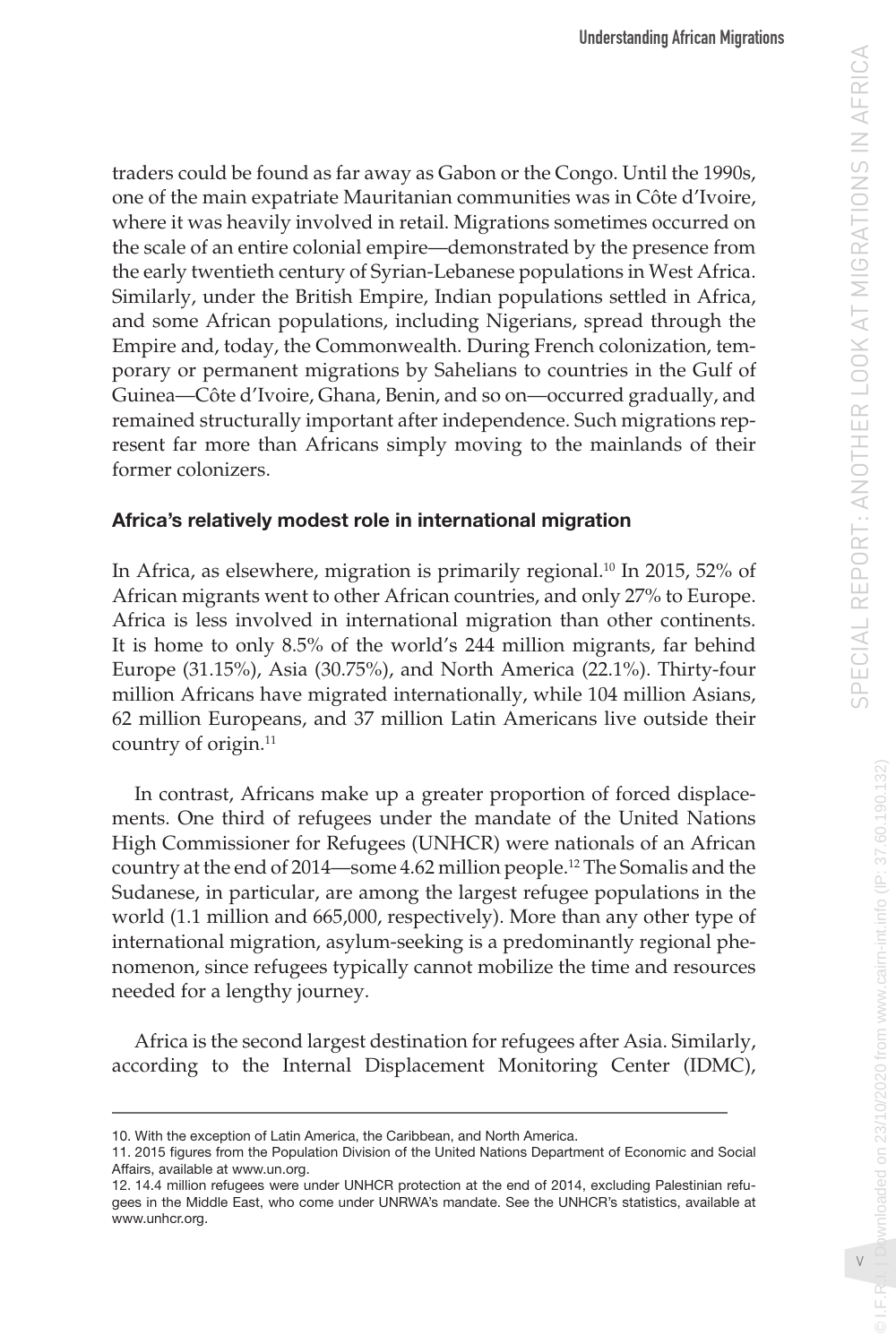traders could be found as far away as Gabon or the Congo. Until the 1990s, one of the main expatriate Mauritanian communities was in Côte d'Ivoire, where it was heavily involved in retail. Migrations sometimes occurred on the scale of an entire colonial empire—demonstrated by the presence from the early twentieth century of Syrian-Lebanese populations in West Africa. Similarly, under the British Empire, Indian populations settled in Africa, and some African populations, including Nigerians, spread through the Empire and, today, the Commonwealth. During French colonization, temporary or permanent migrations by Sahelians to countries in the Gulf of Guinea—Côte d'Ivoire, Ghana, Benin, and so on—occurred gradually, and remained structurally important after independence. Such migrations represent far more than Africans simply moving to the mainlands of their former colonizers.

### Africa's relatively modest role in international migration

In Africa, as elsewhere, migration is primarily regional.[10] In 2015, 52% of African migrants went to other African countries, and only 27% to Europe. Africa is less involved in international migration than other continents. It is home to only 8.5% of the world's 244 million migrants, far behind Europe (31.15%), Asia (30.75%), and North America (22.1%). Thirty-four million Africans have migrated internationally, while 104 million Asians, 62 million Europeans, and 37 million Latin Americans live outside their country of origin.[11]

In contrast, Africans make up a greater proportion of forced displacements. One third of refugees under the mandate of the United Nations High Commissioner for Refugees (UNHCR) were nationals of an African country at the end of 2014—some 4.62 million people.[12] The Somalis and the Sudanese, in particular, are among the largest refugee populations in the world (1.1 million and 665,000, respectively). More than any other type of international migration, asylum-seeking is a predominantly regional phenomenon, since refugees typically cannot mobilize the time and resources needed for a lengthy journey.

Africa is the second largest destination for refugees after Asia. Similarly, according to the Internal Displacement Monitoring Center (IDMC),

10. With the exception of Latin America, the Caribbean, and North America.

11. 2015 figures from the Population Division of the United Nations Department of Economic and Social Affairs, available at www.un.org.

12. 14.4 million refugees were under UNHCR protection at the end of 2014, excluding Palestinian refugees in the Middle East, who come under UNRWA's mandate. See the UNHCR's statistics, available at www.unhcr.org.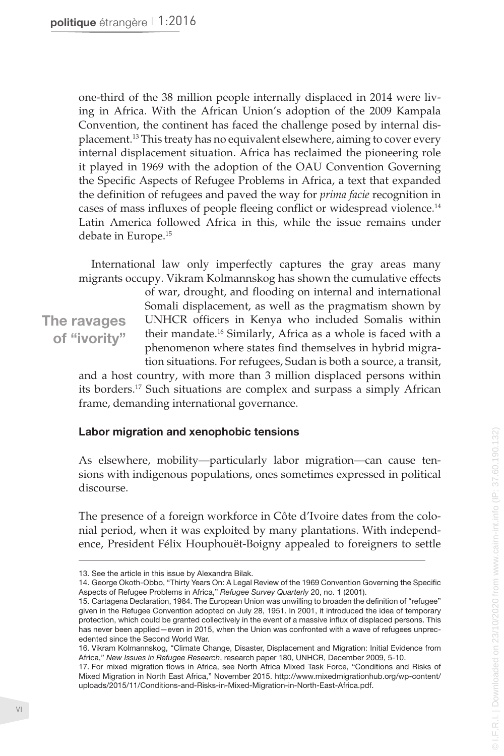one-third of the 38 million people internally displaced in 2014 were living in Africa. With the African Union's adoption of the 2009 Kampala Convention, the continent has faced the challenge posed by internal displacement.[13] This treaty has no equivalent elsewhere, aiming to cover every internal displacement situation. Africa has reclaimed the pioneering role it played in 1969 with the adoption of the OAU Convention Governing the Specific Aspects of Refugee Problems in Africa, a text that expanded the definition of refugees and paved the way for *prima facie* recognition in cases of mass influxes of people fleeing conflict or widespread violence.[14] Latin America followed Africa in this, while the issue remains under debate in Europe.[15]

**The ravages of "ivority"**

International law only imperfectly captures the gray areas many migrants occupy. Vikram Kolmannskog has shown the cumulative effects of war, drought, and flooding on internal and international Somali displacement, as well as the pragmatism shown by UNHCR officers in Kenya who included Somalis within their mandate.[16] Similarly, Africa as a whole is faced with a phenomenon where states find themselves in hybrid migration situations. For refugees, Sudan is both a source, a transit, and a host country, with more than 3 million displaced persons within its borders.[17] Such situations are complex and surpass a simply African frame, demanding international governance.

### Labor migration and xenophobic tensions

As elsewhere, mobility—particularly labor migration—can cause tensions with indigenous populations, ones sometimes expressed in political discourse.

The presence of a foreign workforce in Côte d'Ivoire dates from the colonial period, when it was exploited by many plantations. With independence, President Félix Houphouët-Boigny appealed to foreigners to settle

---

13. See the article in this issue by Alexandra Bilak.

14. George Okoth-Obbo, "Thirty Years On: A Legal Review of the 1969 Convention Governing the Specific Aspects of Refugee Problems in Africa," *Refugee Survey Quarterly* 20, no. 1 (2001).

15. Cartagena Declaration, 1984. The European Union was unwilling to broaden the definition of "refugee" given in the Refugee Convention adopted on July 28, 1951. In 2001, it introduced the idea of temporary protection, which could be granted collectively in the event of a massive influx of displaced persons. This has never been applied—even in 2015, when the Union was confronted with a wave of refugees unprecedented since the Second World War.

16. Vikram Kolmannskog, "Climate Change, Disaster, Displacement and Migration: Initial Evidence from Africa," *New Issues in Refugee Research*, research paper 180, UNHCR, December 2009, 5-10.

17. For mixed migration flows in Africa, see North Africa Mixed Task Force, "Conditions and Risks of Mixed Migration in North East Africa," November 2015. http://www.mixedmigrationhub.org/wp-content/uploads/2015/11/Conditions-and-Risks-in-Mixed-Migration-in-North-East-Africa.pdf.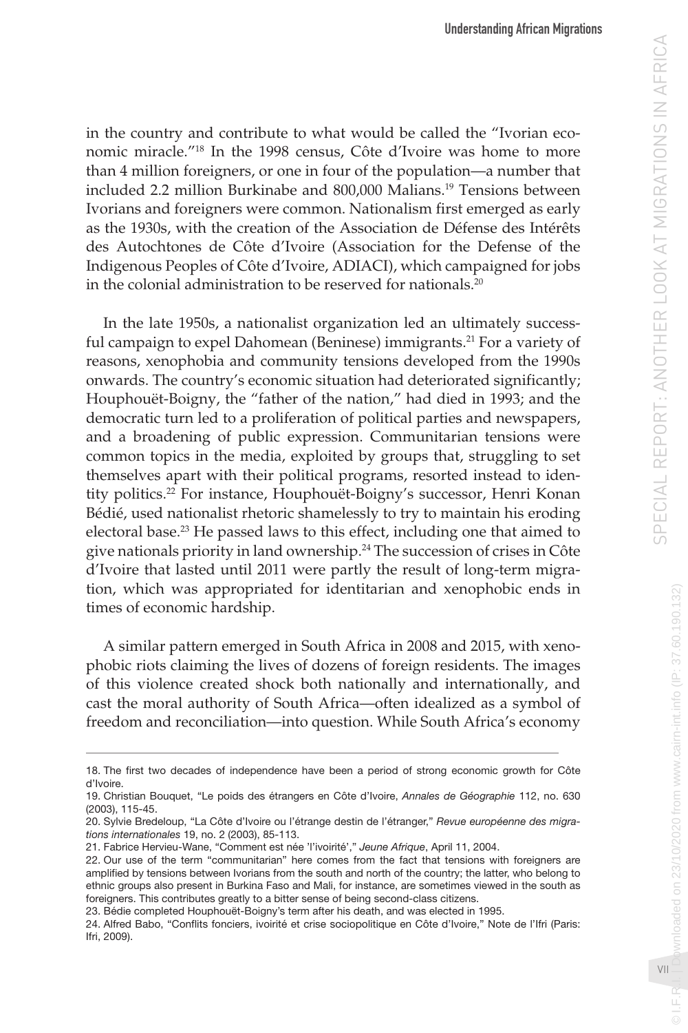in the country and contribute to what would be called the "Ivorian economic miracle."[18] In the 1998 census, Côte d'Ivoire was home to more than 4 million foreigners, or one in four of the population—a number that included 2.2 million Burkinabe and 800,000 Malians.[19] Tensions between Ivorians and foreigners were common. Nationalism first emerged as early as the 1930s, with the creation of the Association de Défense des Intérêts des Autochtones de Côte d'Ivoire (Association for the Defense of the Indigenous Peoples of Côte d'Ivoire, ADIACI), which campaigned for jobs in the colonial administration to be reserved for nationals.[20]

In the late 1950s, a nationalist organization led an ultimately successful campaign to expel Dahomean (Beninese) immigrants.[21] For a variety of reasons, xenophobia and community tensions developed from the 1990s onwards. The country's economic situation had deteriorated significantly; Houphouët-Boigny, the "father of the nation," had died in 1993; and the democratic turn led to a proliferation of political parties and newspapers, and a broadening of public expression. Communitarian tensions were common topics in the media, exploited by groups that, struggling to set themselves apart with their political programs, resorted instead to identity politics.[22] For instance, Houphouët-Boigny's successor, Henri Konan Bédié, used nationalist rhetoric shamelessly to try to maintain his eroding electoral base.[23] He passed laws to this effect, including one that aimed to give nationals priority in land ownership.[24] The succession of crises in Côte d'Ivoire that lasted until 2011 were partly the result of long-term migration, which was appropriated for identitarian and xenophobic ends in times of economic hardship.

A similar pattern emerged in South Africa in 2008 and 2015, with xenophobic riots claiming the lives of dozens of foreign residents. The images of this violence created shock both nationally and internationally, and cast the moral authority of South Africa—often idealized as a symbol of freedom and reconciliation—into question. While South Africa's economy

---

18. The first two decades of independence have been a period of strong economic growth for Côte d'Ivoire.

19. Christian Bouquet, "Le poids des étrangers en Côte d'Ivoire, *Annales de Géographie* 112, no. 630 (2003), 115-45.

20. Sylvie Bredeloup, "La Côte d'Ivoire ou l'étrange destin de l'étranger," *Revue européenne des migrations internationales* 19, no. 2 (2003), 85-113.

21. Fabrice Hervieu-Wane, "Comment est née 'l'ivoirité'," *Jeune Afrique*, April 11, 2004.

22. Our use of the term "communitarian" here comes from the fact that tensions with foreigners are amplified by tensions between Ivorians from the south and north of the country; the latter, who belong to ethnic groups also present in Burkina Faso and Mali, for instance, are sometimes viewed in the south as foreigners. This contributes greatly to a bitter sense of being second-class citizens.

23. Bédié completed Houphouët-Boigny's term after his death, and was elected in 1995.

24. Alfred Babo, "Conflits fonciers, ivoirité et crise sociopolitique en Côte d'Ivoire," Note de l'Ifri (Paris: Ifri, 2009).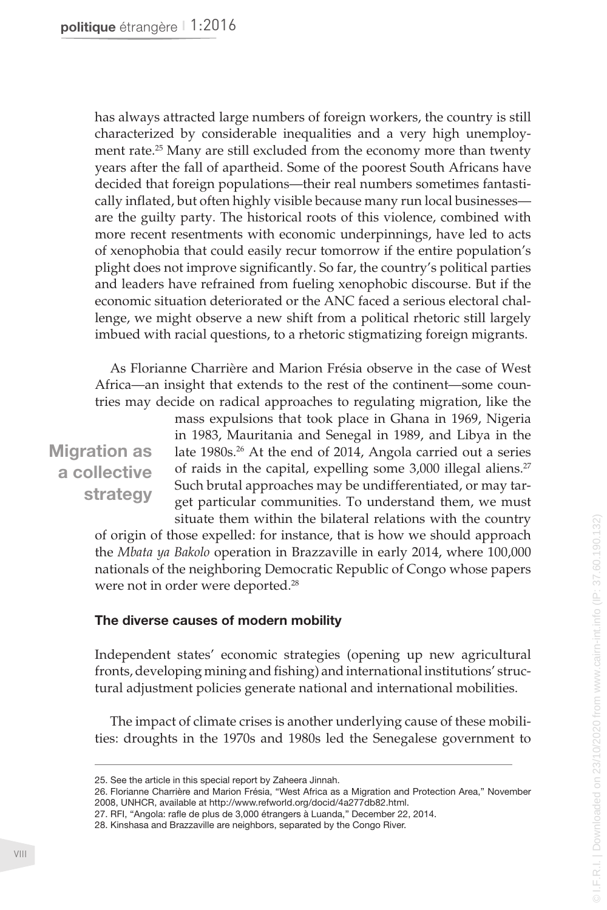has always attracted large numbers of foreign workers, the country is still characterized by considerable inequalities and a very high unemployment rate.[25] Many are still excluded from the economy more than twenty years after the fall of apartheid. Some of the poorest South Africans have decided that foreign populations—their real numbers sometimes fantastically inflated, but often highly visible because many run local businesses—are the guilty party. The historical roots of this violence, combined with more recent resentments with economic underpinnings, have led to acts of xenophobia that could easily recur tomorrow if the entire population's plight does not improve significantly. So far, the country's political parties and leaders have refrained from fueling xenophobic discourse. But if the economic situation deteriorated or the ANC faced a serious electoral challenge, we might observe a new shift from a political rhetoric still largely imbued with racial questions, to a rhetoric stigmatizing foreign migrants.

As Florianne Charrière and Marion Frésia observe in the case of West Africa—an insight that extends to the rest of the continent—some countries may decide on radical approaches to regulating migration, like the mass expulsions that took place in Ghana in 1969, Nigeria in 1983, Mauritania and Senegal in 1989, and Libya in the late 1980s.[26] At the end of 2014, Angola carried out a series of raids in the capital, expelling some 3,000 illegal aliens.[27] Such brutal approaches may be undifferentiated, or may target particular communities. To understand them, we must situate them within the bilateral relations with the country of origin of those expelled: for instance, that is how we should approach the *Mbata ya Bakolo* operation in Brazzaville in early 2014, where 100,000 nationals of the neighboring Democratic Republic of Congo whose papers were not in order were deported.[28]

**Migration as a collective strategy**

### The diverse causes of modern mobility

Independent states' economic strategies (opening up new agricultural fronts, developing mining and fishing) and international institutions' structural adjustment policies generate national and international mobilities.

The impact of climate crises is another underlying cause of these mobilities: droughts in the 1970s and 1980s led the Senegalese government to

---

25. See the article in this special report by Zaheera Jinnah.

26. Florianne Charrière and Marion Frésia, "West Africa as a Migration and Protection Area," November 2008, UNHCR, available at http://www.refworld.org/docid/4a277db82.html.

27. RFI, "Angola: rafle de plus de 3,000 étrangers à Luanda," December 22, 2014.

28. Kinshasa and Brazzaville are neighbors, separated by the Congo River.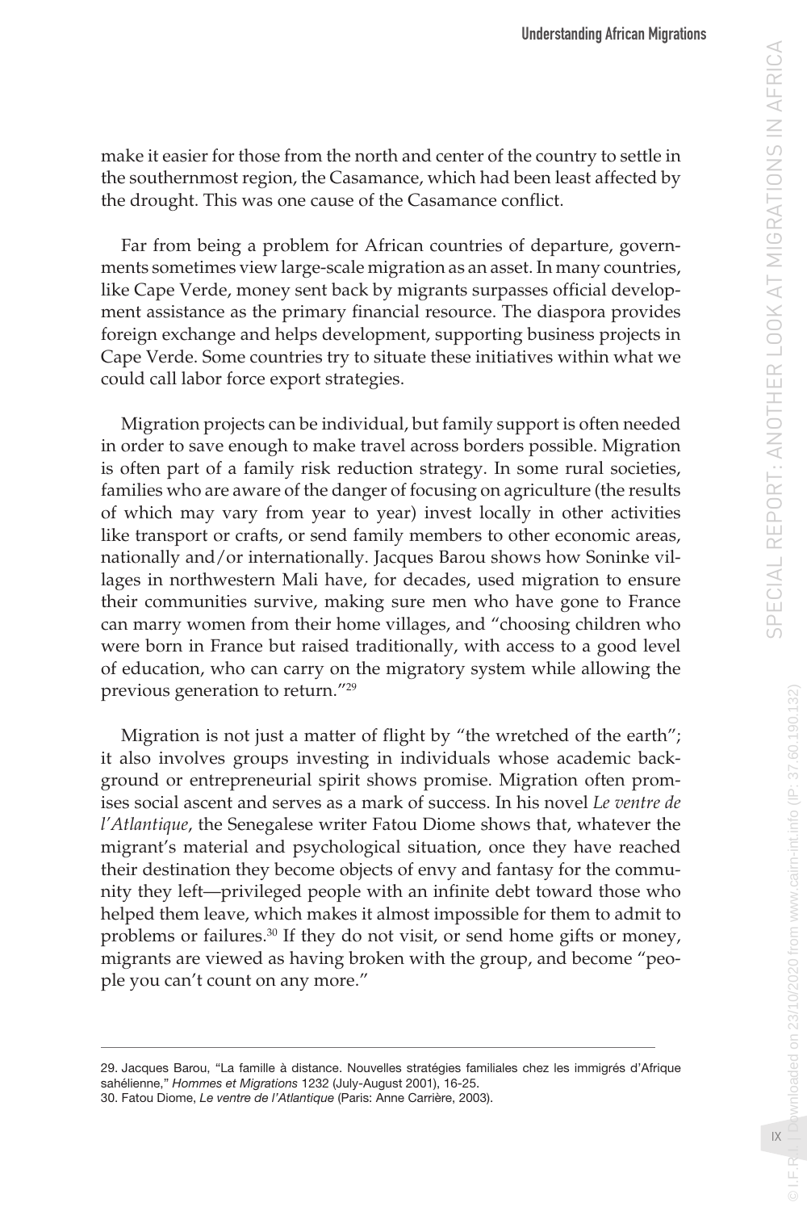make it easier for those from the north and center of the country to settle in the southernmost region, the Casamance, which had been least affected by the drought. This was one cause of the Casamance conflict.

Far from being a problem for African countries of departure, governments sometimes view large-scale migration as an asset. In many countries, like Cape Verde, money sent back by migrants surpasses official development assistance as the primary financial resource. The diaspora provides foreign exchange and helps development, supporting business projects in Cape Verde. Some countries try to situate these initiatives within what we could call labor force export strategies.

Migration projects can be individual, but family support is often needed in order to save enough to make travel across borders possible. Migration is often part of a family risk reduction strategy. In some rural societies, families who are aware of the danger of focusing on agriculture (the results of which may vary from year to year) invest locally in other activities like transport or crafts, or send family members to other economic areas, nationally and/or internationally. Jacques Barou shows how Soninke villages in northwestern Mali have, for decades, used migration to ensure their communities survive, making sure men who have gone to France can marry women from their home villages, and "choosing children who were born in France but raised traditionally, with access to a good level of education, who can carry on the migratory system while allowing the previous generation to return."[29]

Migration is not just a matter of flight by "the wretched of the earth"; it also involves groups investing in individuals whose academic background or entrepreneurial spirit shows promise. Migration often promises social ascent and serves as a mark of success. In his novel *Le ventre de l'Atlantique*, the Senegalese writer Fatou Diome shows that, whatever the migrant's material and psychological situation, once they have reached their destination they become objects of envy and fantasy for the community they left—privileged people with an infinite debt toward those who helped them leave, which makes it almost impossible for them to admit to problems or failures.[30] If they do not visit, or send home gifts or money, migrants are viewed as having broken with the group, and become "people you can't count on any more."

---

29. Jacques Barou, "La famille à distance. Nouvelles stratégies familiales chez les immigrés d'Afrique sahélienne," *Hommes et Migrations* 1232 (July-August 2001), 16-25.
30. Fatou Diome, *Le ventre de l'Atlantique* (Paris: Anne Carrière, 2003).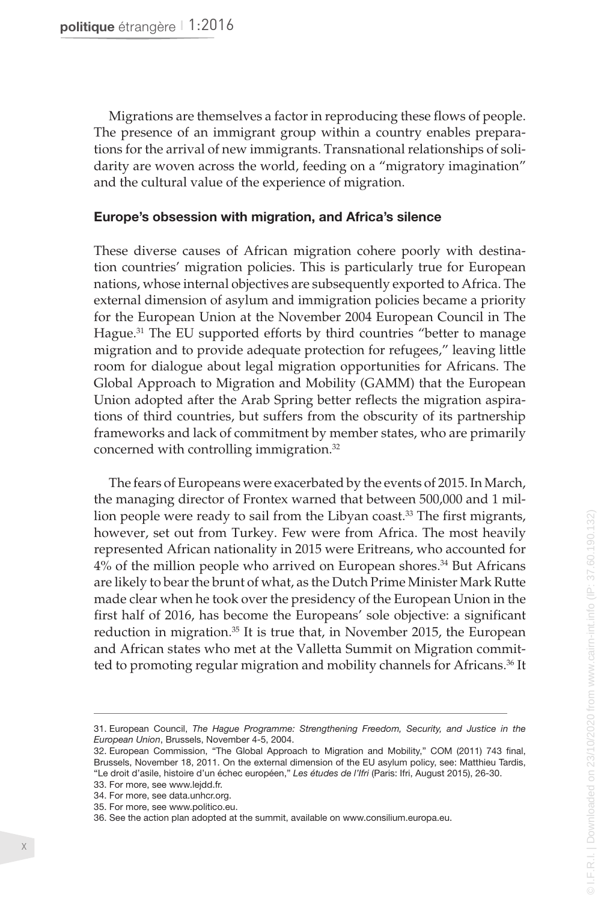Migrations are themselves a factor in reproducing these flows of people. The presence of an immigrant group within a country enables preparations for the arrival of new immigrants. Transnational relationships of solidarity are woven across the world, feeding on a “migratory imagination” and the cultural value of the experience of migration.

### Europe’s obsession with migration, and Africa’s silence

These diverse causes of African migration cohere poorly with destination countries’ migration policies. This is particularly true for European nations, whose internal objectives are subsequently exported to Africa. The external dimension of asylum and immigration policies became a priority for the European Union at the November 2004 European Council in The Hague.[31] The EU supported efforts by third countries “better to manage migration and to provide adequate protection for refugees,” leaving little room for dialogue about legal migration opportunities for Africans. The Global Approach to Migration and Mobility (GAMM) that the European Union adopted after the Arab Spring better reflects the migration aspirations of third countries, but suffers from the obscurity of its partnership frameworks and lack of commitment by member states, who are primarily concerned with controlling immigration.[32]

The fears of Europeans were exacerbated by the events of 2015. In March, the managing director of Frontex warned that between 500,000 and 1 million people were ready to sail from the Libyan coast.[33] The first migrants, however, set out from Turkey. Few were from Africa. The most heavily represented African nationality in 2015 were Eritreans, who accounted for 4% of the million people who arrived on European shores.[34] But Africans are likely to bear the brunt of what, as the Dutch Prime Minister Mark Rutte made clear when he took over the presidency of the European Union in the first half of 2016, has become the Europeans’ sole objective: a significant reduction in migration.[35] It is true that, in November 2015, the European and African states who met at the Valletta Summit on Migration committed to promoting regular migration and mobility channels for Africans.[36] It

31. European Council, *The Hague Programme: Strengthening Freedom, Security, and Justice in the European Union*, Brussels, November 4-5, 2004.

32. European Commission, “The Global Approach to Migration and Mobility,” COM (2011) 743 final, Brussels, November 18, 2011. On the external dimension of the EU asylum policy, see: Matthieu Tardis, “Le droit d’asile, histoire d’un échec européen,” *Les études de l’Ifri* (Paris: Ifri, August 2015), 26-30.

33. For more, see www.lejdd.fr.

34. For more, see data.unhcr.org.

35. For more, see www.politico.eu.

36. See the action plan adopted at the summit, available on www.consilium.europa.eu.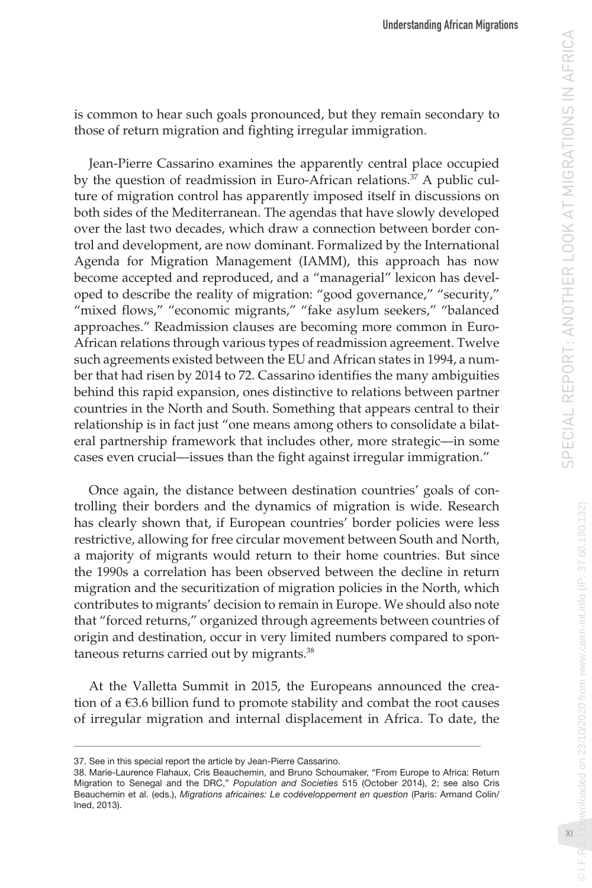is common to hear such goals pronounced, but they remain secondary to those of return migration and fighting irregular immigration.

Jean-Pierre Cassarino examines the apparently central place occupied by the question of readmission in Euro-African relations.[37] A public culture of migration control has apparently imposed itself in discussions on both sides of the Mediterranean. The agendas that have slowly developed over the last two decades, which draw a connection between border control and development, are now dominant. Formalized by the International Agenda for Migration Management (IAMM), this approach has now become accepted and reproduced, and a "managerial" lexicon has developed to describe the reality of migration: "good governance," "security," "mixed flows," "economic migrants," "fake asylum seekers," "balanced approaches." Readmission clauses are becoming more common in Euro-African relations through various types of readmission agreement. Twelve such agreements existed between the EU and African states in 1994, a number that had risen by 2014 to 72. Cassarino identifies the many ambiguities behind this rapid expansion, ones distinctive to relations between partner countries in the North and South. Something that appears central to their relationship is in fact just "one means among others to consolidate a bilateral partnership framework that includes other, more strategic—in some cases even crucial—issues than the fight against irregular immigration."

Once again, the distance between destination countries' goals of controlling their borders and the dynamics of migration is wide. Research has clearly shown that, if European countries' border policies were less restrictive, allowing for free circular movement between South and North, a majority of migrants would return to their home countries. But since the 1990s a correlation has been observed between the decline in return migration and the securitization of migration policies in the North, which contributes to migrants' decision to remain in Europe. We should also note that "forced returns," organized through agreements between countries of origin and destination, occur in very limited numbers compared to spontaneous returns carried out by migrants.[38]

At the Valletta Summit in 2015, the Europeans announced the creation of a €3.6 billion fund to promote stability and combat the root causes of irregular migration and internal displacement in Africa. To date, the

---

37. See in this special report the article by Jean-Pierre Cassarino.

38. Marie-Laurence Flahaux, Cris Beauchemin, and Bruno Schoumaker, "From Europe to Africa: Return Migration to Senegal and the DRC," *Population and Societies* 515 (October 2014), 2; see also Cris Beauchemin et al. (eds.), *Migrations africaines: Le codéveloppement en question* (Paris: Armand Colin/Ined, 2013).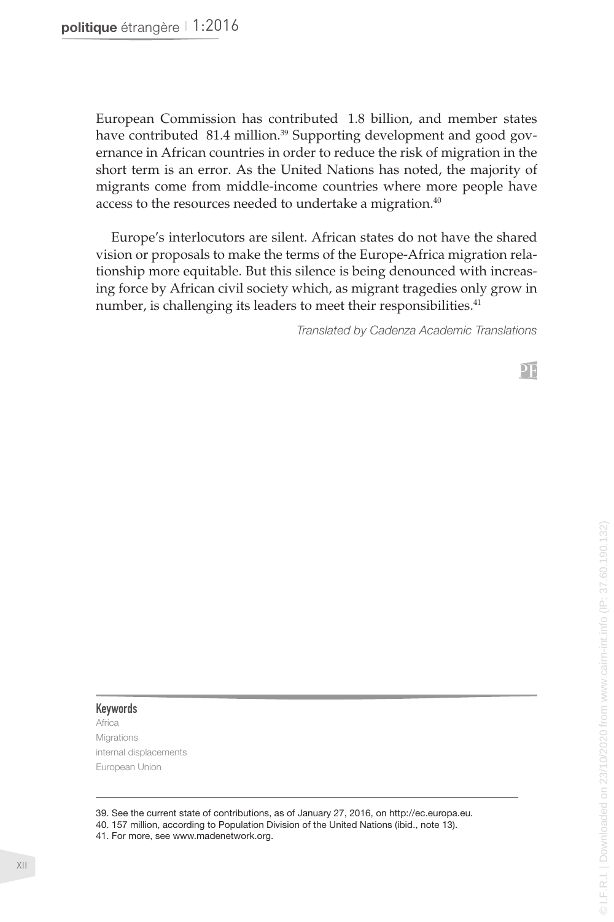European Commission has contributed 1.8 billion, and member states have contributed 81.4 million.[39] Supporting development and good governance in African countries in order to reduce the risk of migration in the short term is an error. As the United Nations has noted, the majority of migrants come from middle-income countries where more people have access to the resources needed to undertake a migration.[40]

Europe's interlocutors are silent. African states do not have the shared vision or proposals to make the terms of the Europe-Africa migration relationship more equitable. But this silence is being denounced with increasing force by African civil society which, as migrant tragedies only grow in number, is challenging its leaders to meet their responsibilities.[41]

*Translated by Cadenza Academic Translations*

**Keywords**
Africa
Migrations
internal displacements
European Union

39. See the current state of contributions, as of January 27, 2016, on http://ec.europa.eu.
40. 157 million, according to Population Division of the United Nations (ibid., note 13).
41. For more, see www.madenetwork.org.